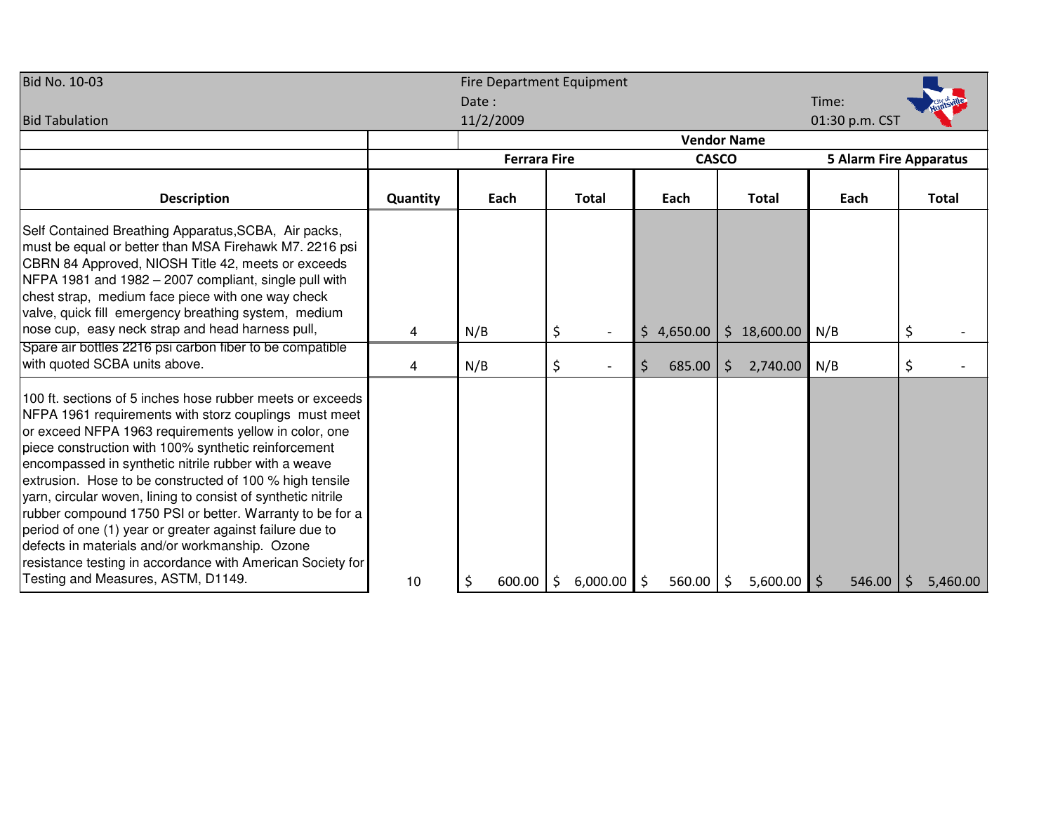| Bid No. 10-03 | | Fire Department Equipment | | | | | |
|---|---|---|---|---|---|---|---|
| | | Date : | | | | Time: | |
| Bid Tabulation | | 11/2/2009 | | | | 01:30 p.m. CST | |
| | | Vendor Name | | | | | |
| | | Ferrara Fire | | CASCO | | 5 Alarm Fire Apparatus | |
| **Description** | **Quantity** | **Each** | **Total** | **Each** | **Total** | **Each** | **Total** |
| Self Contained Breathing Apparatus,SCBA, Air packs, must be equal or better than MSA Firehawk M7. 2216 psi CBRN 84 Approved, NIOSH Title 42, meets or exceeds NFPA 1981 and 1982 – 2007 compliant, single pull with chest strap, medium face piece with one way check valve, quick fill emergency breathing system, medium nose cup, easy neck strap and head harness pull, | 4 | N/B | $ - | $ 4,650.00 | $ 18,600.00 | N/B | $ - |
| Spare air bottles 2216 psi carbon fiber to be compatible with quoted SCBA units above. | 4 | N/B | $ - | $ 685.00 | $ 2,740.00 | N/B | $ - |
| 100 ft. sections of 5 inches hose rubber meets or exceeds NFPA 1961 requirements with storz couplings must meet or exceed NFPA 1963 requirements yellow in color, one piece construction with 100% synthetic reinforcement encompassed in synthetic nitrile rubber with a weave extrusion. Hose to be constructed of 100 % high tensile yarn, circular woven, lining to consist of synthetic nitrile rubber compound 1750 PSI or better. Warranty to be for a period of one (1) year or greater against failure due to defects in materials and/or workmanship. Ozone resistance testing in accordance with American Society for Testing and Measures, ASTM, D1149. | 10 | $ 600.00 | $ 6,000.00 | $ 560.00 | $ 5,600.00 | $ 546.00 | $ 5,460.00 |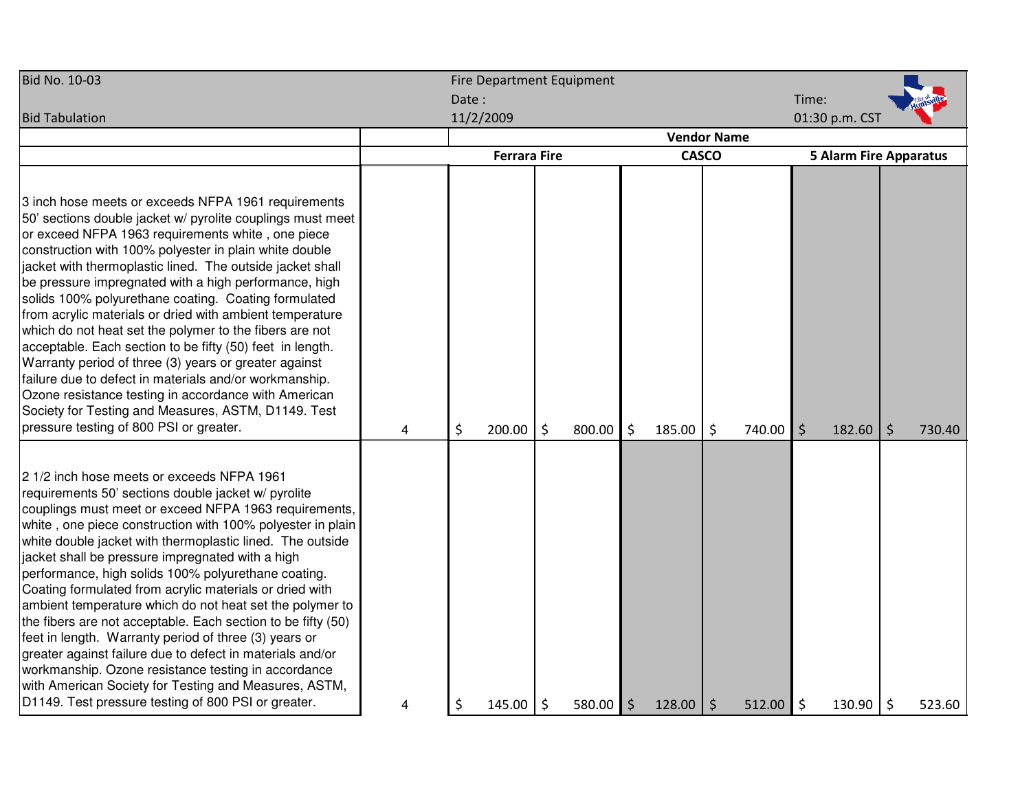| Bid No. 10-03 | | Fire Department Equipment | | | | | |
|---|---|---|---|---|---|---|---|
| | | Date : | | | | Time: | |
| Bid Tabulation | | 11/2/2009 | | | | 01:30 p.m. CST | |
| | | Vendor Name | | | | | |
| | | Ferrara Fire | | CASCO | | 5 Alarm Fire Apparatus | |
| 3 inch hose meets or exceeds NFPA 1961 requirements 50' sections double jacket w/ pyrolite couplings must meet or exceed NFPA 1963 requirements white , one piece construction with 100% polyester in plain white double jacket with thermoplastic lined. The outside jacket shall be pressure impregnated with a high performance, high solids 100% polyurethane coating. Coating formulated from acrylic materials or dried with ambient temperature which do not heat set the polymer to the fibers are not acceptable. Each section to be fifty (50) feet in length. Warranty period of three (3) years or greater against failure due to defect in materials and/or workmanship. Ozone resistance testing in accordance with American Society for Testing and Measures, ASTM, D1149. Test pressure testing of 800 PSI or greater. | 4 | $ 200.00 | $ 800.00 | $ 185.00 | $ 740.00 | $ 182.60 | $ 730.40 |
| 2 1/2 inch hose meets or exceeds NFPA 1961 requirements 50' sections double jacket w/ pyrolite couplings must meet or exceed NFPA 1963 requirements, white , one piece construction with 100% polyester in plain white double jacket with thermoplastic lined. The outside jacket shall be pressure impregnated with a high performance, high solids 100% polyurethane coating. Coating formulated from acrylic materials or dried with ambient temperature which do not heat set the polymer to the fibers are not acceptable. Each section to be fifty (50) feet in length. Warranty period of three (3) years or greater against failure due to defect in materials and/or workmanship. Ozone resistance testing in accordance with American Society for Testing and Measures, ASTM, D1149. Test pressure testing of 800 PSI or greater. | 4 | $ 145.00 | $ 580.00 | $ 128.00 | $ 512.00 | $ 130.90 | $ 523.60 |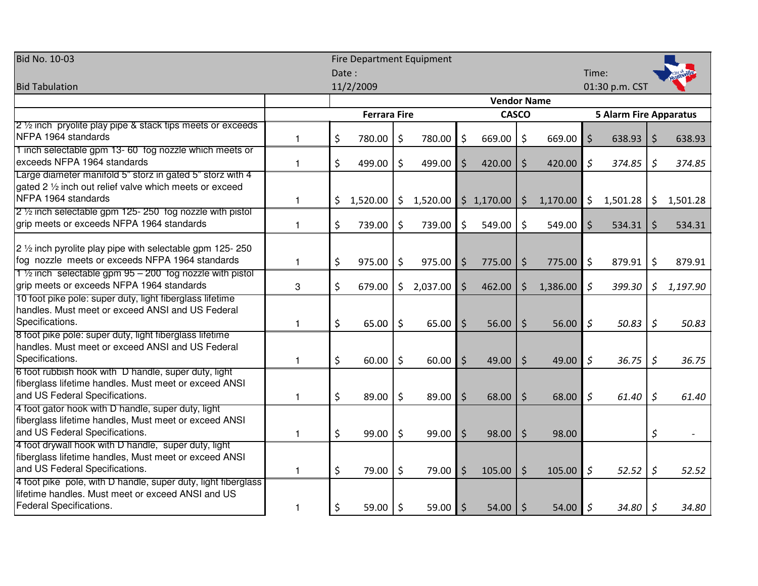| Bid No. 10-03 | | Fire Department Equipment | | | | | |
|---|---|---|---|---|---|---|---|
| | | Date : | | | | Time: | |
| Bid Tabulation | | 11/2/2009 | | | | 01:30 p.m. CST | |
| | | **Vendor Name** | | | | | |
| | | **Ferrara Fire** | | **CASCO** | | **5 Alarm Fire Apparatus** | |
| 2 ½ inch pryolite play pipe & stack tips meets or exceeds NFPA 1964 standards | 1 | $ 780.00 | $ 780.00 | $ 669.00 | $ 669.00 | $ 638.93 | $ 638.93 |
| 1 inch selectable gpm 13- 60 fog nozzle which meets or exceeds NFPA 1964 standards | 1 | $ 499.00 | $ 499.00 | $ 420.00 | $ 420.00 | *$ 374.85* | *$ 374.85* |
| Large diameter manifold 5" storz in gated 5" storz with 4 gated 2 ½ inch out relief valve which meets or exceed NFPA 1964 standards | 1 | $ 1,520.00 | $ 1,520.00 | $ 1,170.00 | $ 1,170.00 | $ 1,501.28 | $ 1,501.28 |
| 2 ½ inch selectable gpm 125- 250 fog nozzle with pistol grip meets or exceeds NFPA 1964 standards | 1 | $ 739.00 | $ 739.00 | $ 549.00 | $ 549.00 | $ 534.31 | $ 534.31 |
| 2 ½ inch pyrolite play pipe with selectable gpm 125- 250 fog nozzle meets or exceeds NFPA 1964 standards | 1 | $ 975.00 | $ 975.00 | $ 775.00 | $ 775.00 | $ 879.91 | $ 879.91 |
| 1 ½ inch selectable gpm 95 – 200 fog nozzle with pistol grip meets or exceeds NFPA 1964 standards | 3 | $ 679.00 | $ 2,037.00 | $ 462.00 | $ 1,386.00 | *$ 399.30* | *$ 1,197.90* |
| 10 foot pike pole: super duty, light fiberglass lifetime handles. Must meet or exceed ANSI and US Federal Specifications. | 1 | $ 65.00 | $ 65.00 | $ 56.00 | $ 56.00 | *$ 50.83* | *$ 50.83* |
| 8 foot pike pole: super duty, light fiberglass lifetime handles. Must meet or exceed ANSI and US Federal Specifications. | 1 | $ 60.00 | $ 60.00 | $ 49.00 | $ 49.00 | *$ 36.75* | *$ 36.75* |
| 6 foot rubbish hook with D handle, super duty, light fiberglass lifetime handles. Must meet or exceed ANSI and US Federal Specifications. | 1 | $ 89.00 | $ 89.00 | $ 68.00 | $ 68.00 | *$ 61.40* | *$ 61.40* |
| 4 foot gator hook with D handle, super duty, light fiberglass lifetime handles, Must meet or exceed ANSI and US Federal Specifications. | 1 | $ 99.00 | $ 99.00 | $ 98.00 | $ 98.00 | | $ - |
| 4 foot drywall hook with D handle, super duty, light fiberglass lifetime handles, Must meet or exceed ANSI and US Federal Specifications. | 1 | $ 79.00 | $ 79.00 | $ 105.00 | $ 105.00 | *$ 52.52* | *$ 52.52* |
| 4 foot pike pole, with D handle, super duty, light fiberglass lifetime handles. Must meet or exceed ANSI and US Federal Specifications. | 1 | $ 59.00 | $ 59.00 | $ 54.00 | $ 54.00 | *$ 34.80* | *$ 34.80* |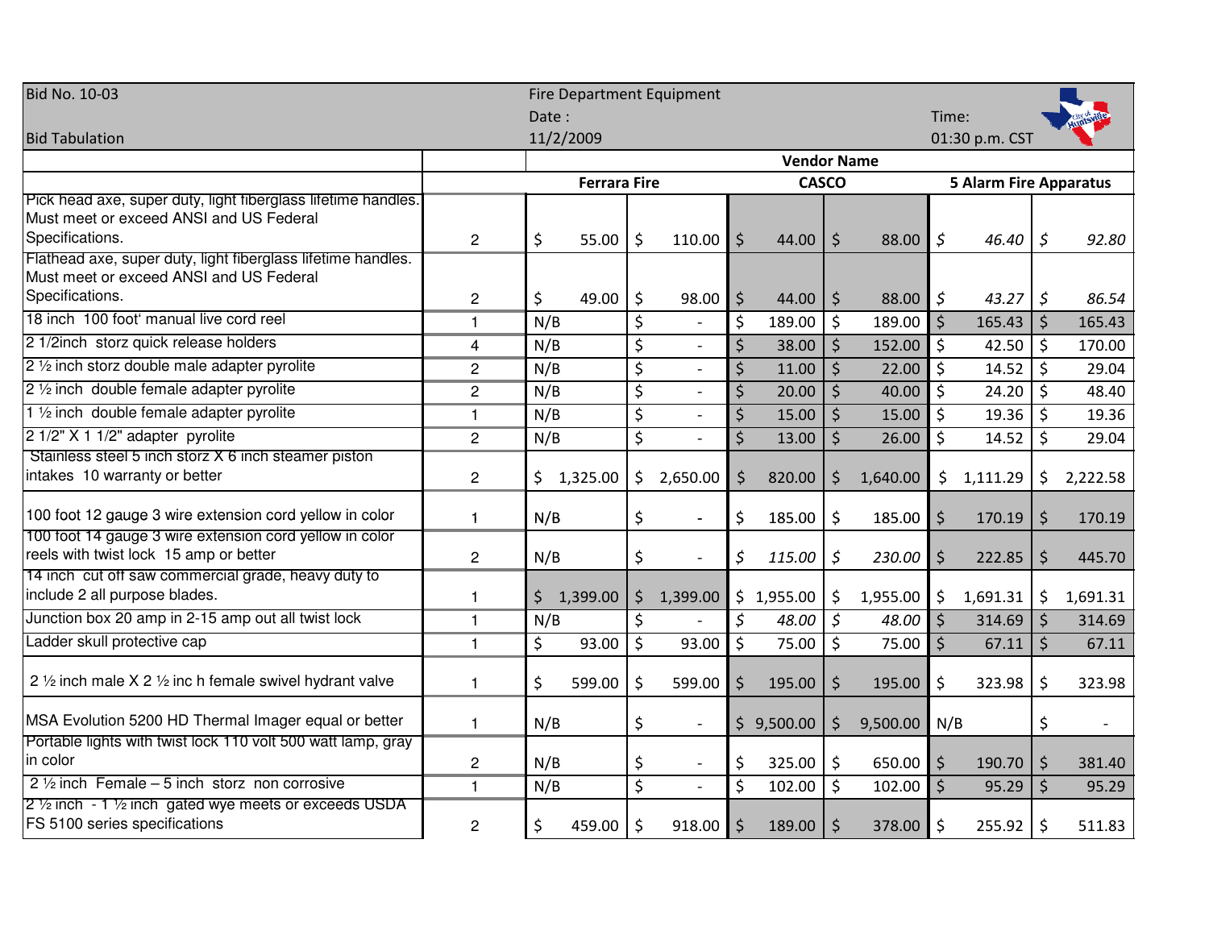| Bid No. 10-03 | | Fire Department Equipment | | | | | |
|---|---|---|---|---|---|---|---|
| | | Date : | | | | Time: | |
| Bid Tabulation | | 11/2/2009 | | | | 01:30 p.m. CST | |
| | | Vendor Name | | | | | |
| | | Ferrara Fire | | CASCO | | 5 Alarm Fire Apparatus | |
| Pick head axe, super duty, light fiberglass lifetime handles. Must meet or exceed ANSI and US Federal Specifications. | 2 | $ 55.00 | $ 110.00 | $ 44.00 | $ 88.00 | $ 46.40 | $ 92.80 |
| Flathead axe, super duty, light fiberglass lifetime handles. Must meet or exceed ANSI and US Federal Specifications. | 2 | $ 49.00 | $ 98.00 | $ 44.00 | $ 88.00 | $ 43.27 | $ 86.54 |
| 18 inch 100 foot' manual live cord reel | 1 | N/B | $ - | $ 189.00 | $ 189.00 | $ 165.43 | $ 165.43 |
| 2 1/2inch storz quick release holders | 4 | N/B | $ - | $ 38.00 | $ 152.00 | $ 42.50 | $ 170.00 |
| 2 ½ inch storz double male adapter pyrolite | 2 | N/B | $ - | $ 11.00 | $ 22.00 | $ 14.52 | $ 29.04 |
| 2 ½ inch double female adapter pyrolite | 2 | N/B | $ - | $ 20.00 | $ 40.00 | $ 24.20 | $ 48.40 |
| 1 ½ inch double female adapter pyrolite | 1 | N/B | $ - | $ 15.00 | $ 15.00 | $ 19.36 | $ 19.36 |
| 2 1/2" X 1 1/2" adapter pyrolite | 2 | N/B | $ - | $ 13.00 | $ 26.00 | $ 14.52 | $ 29.04 |
| Stainless steel 5 inch storz X 6 inch steamer piston intakes 10 warranty or better | 2 | $ 1,325.00 | $ 2,650.00 | $ 820.00 | $ 1,640.00 | $ 1,111.29 | $ 2,222.58 |
| 100 foot 12 gauge 3 wire extension cord yellow in color | 1 | N/B | $ - | $ 185.00 | $ 185.00 | $ 170.19 | $ 170.19 |
| 100 foot 14 gauge 3 wire extension cord yellow in color reels with twist lock 15 amp or better | 2 | N/B | $ - | $ 115.00 | $ 230.00 | $ 222.85 | $ 445.70 |
| 14 inch cut off saw commercial grade, heavy duty to include 2 all purpose blades. | 1 | $ 1,399.00 | $ 1,399.00 | $ 1,955.00 | $ 1,955.00 | $ 1,691.31 | $ 1,691.31 |
| Junction box 20 amp in 2-15 amp out all twist lock | 1 | N/B | $ - | $ 48.00 | $ 48.00 | $ 314.69 | $ 314.69 |
| Ladder skull protective cap | 1 | $ 93.00 | $ 93.00 | $ 75.00 | $ 75.00 | $ 67.11 | $ 67.11 |
| 2 ½ inch male X 2 ½ inc h female swivel hydrant valve | 1 | $ 599.00 | $ 599.00 | $ 195.00 | $ 195.00 | $ 323.98 | $ 323.98 |
| MSA Evolution 5200 HD Thermal Imager equal or better | 1 | N/B | $ - | $ 9,500.00 | $ 9,500.00 | N/B | $ - |
| Portable lights with twist lock 110 volt 500 watt lamp, gray in color | 2 | N/B | $ - | $ 325.00 | $ 650.00 | $ 190.70 | $ 381.40 |
| 2 ½ inch Female – 5 inch storz non corrosive | 1 | N/B | $ - | $ 102.00 | $ 102.00 | $ 95.29 | $ 95.29 |
| 2 ½ inch - 1 ½ inch gated wye meets or exceeds USDA FS 5100 series specifications | 2 | $ 459.00 | $ 918.00 | $ 189.00 | $ 378.00 | $ 255.92 | $ 511.83 |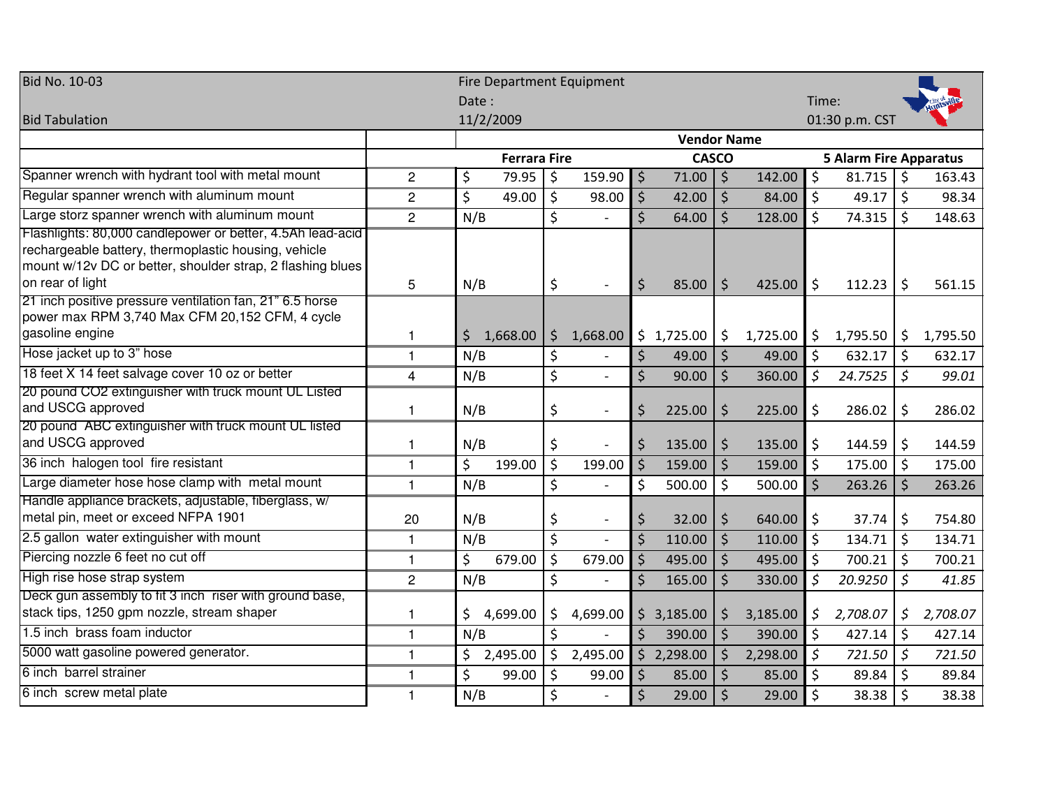Bid No. 10-03

Bid Tabulation

Fire Department Equipment

Date :

11/2/2009

Time:

01:30 p.m. CST

| | | Vendor Name | | | | | |
|---|---|---|---|---|---|---|---|
| | | Ferrara Fire | | CASCO | | 5 Alarm Fire Apparatus | |
| Spanner wrench with hydrant tool with metal mount | 2 | $ 79.95 | $ 159.90 | $ 71.00 | $ 142.00 | $ 81.715 | $ 163.43 |
| Regular spanner wrench with aluminum mount | 2 | $ 49.00 | $ 98.00 | $ 42.00 | $ 84.00 | $ 49.17 | $ 98.34 |
| Large storz spanner wrench with aluminum mount | 2 | N/B | $ - | $ 64.00 | $ 128.00 | $ 74.315 | $ 148.63 |
| Flashlights: 80,000 candlepower or better, 4.5Ah lead-acid rechargeable battery, thermoplastic housing, vehicle mount w/12v DC or better, shoulder strap, 2 flashing blues on rear of light | 5 | N/B | $ - | $ 85.00 | $ 425.00 | $ 112.23 | $ 561.15 |
| 21 inch positive pressure ventilation fan, 21" 6.5 horse power max RPM 3,740 Max CFM 20,152 CFM, 4 cycle gasoline engine | 1 | $ 1,668.00 | $ 1,668.00 | $ 1,725.00 | $ 1,725.00 | $ 1,795.50 | $ 1,795.50 |
| Hose jacket up to 3" hose | 1 | N/B | $ - | $ 49.00 | $ 49.00 | $ 632.17 | $ 632.17 |
| 18 feet X 14 feet salvage cover 10 oz or better | 4 | N/B | $ - | $ 90.00 | $ 360.00 | *$ 24.7525* | *$ 99.01* |
| 20 pound CO2 extinguisher with truck mount UL Listed and USCG approved | 1 | N/B | $ - | $ 225.00 | $ 225.00 | $ 286.02 | $ 286.02 |
| 20 pound ABC extinguisher with truck mount UL listed and USCG approved | 1 | N/B | $ - | $ 135.00 | $ 135.00 | $ 144.59 | $ 144.59 |
| 36 inch halogen tool fire resistant | 1 | $ 199.00 | $ 199.00 | $ 159.00 | $ 159.00 | $ 175.00 | $ 175.00 |
| Large diameter hose hose clamp with metal mount | 1 | N/B | $ - | $ 500.00 | $ 500.00 | $ 263.26 | $ 263.26 |
| Handle appliance brackets, adjustable, fiberglass, w/ metal pin, meet or exceed NFPA 1901 | 20 | N/B | $ - | $ 32.00 | $ 640.00 | $ 37.74 | $ 754.80 |
| 2.5 gallon water extinguisher with mount | 1 | N/B | $ - | $ 110.00 | $ 110.00 | $ 134.71 | $ 134.71 |
| Piercing nozzle 6 feet no cut off | 1 | $ 679.00 | $ 679.00 | $ 495.00 | $ 495.00 | $ 700.21 | $ 700.21 |
| High rise hose strap system | 2 | N/B | $ - | $ 165.00 | $ 330.00 | *$ 20.9250* | *$ 41.85* |
| Deck gun assembly to fit 3 inch riser with ground base, stack tips, 1250 gpm nozzle, stream shaper | 1 | $ 4,699.00 | $ 4,699.00 | $ 3,185.00 | $ 3,185.00 | *$ 2,708.07* | *$ 2,708.07* |
| 1.5 inch brass foam inductor | 1 | N/B | $ - | $ 390.00 | $ 390.00 | $ 427.14 | $ 427.14 |
| 5000 watt gasoline powered generator. | 1 | $ 2,495.00 | $ 2,495.00 | $ 2,298.00 | $ 2,298.00 | *$ 721.50* | *$ 721.50* |
| 6 inch barrel strainer | 1 | $ 99.00 | $ 99.00 | $ 85.00 | $ 85.00 | $ 89.84 | $ 89.84 |
| 6 inch screw metal plate | 1 | N/B | $ - | $ 29.00 | $ 29.00 | $ 38.38 | $ 38.38 |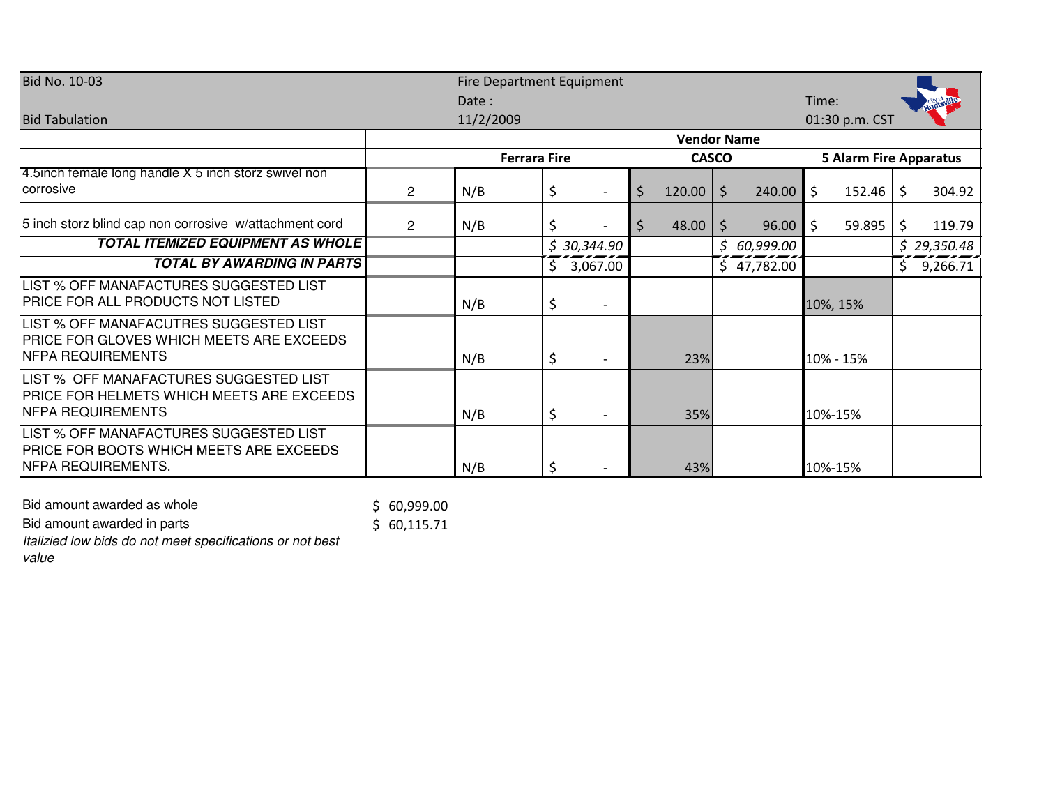| Bid No. 10-03 | | Fire Department Equipment | | | | | |
|---|---|---|---|---|---|---|---|
| Bid Tabulation | | Date : 11/2/2009 | | | | Time: 01:30 p.m. CST | |
| | | Vendor Name | | | | | |
| | | Ferrara Fire | | CASCO | | 5 Alarm Fire Apparatus | |
| 4.5inch female long handle X 5 inch storz swivel non corrosive | 2 | N/B | $ - | $ 120.00 | $ 240.00 | $ 152.46 | $ 304.92 |
| 5 inch storz blind cap non corrosive w/attachment cord | 2 | N/B | $ - | $ 48.00 | $ 96.00 | $ 59.895 | $ 119.79 |
| ***TOTAL ITEMIZED EQUIPMENT AS WHOLE*** | | | *$ 30,344.90* | | *$ 60,999.00* | | *$ 29,350.48* |
| ***TOTAL BY AWARDING IN PARTS*** | | | $ 3,067.00 | | $ 47,782.00 | | $ 9,266.71 |
| LIST % OFF MANAFACTURES SUGGESTED LIST PRICE FOR ALL PRODUCTS NOT LISTED | | N/B | $ - | | | 10%, 15% | |
| LIST % OFF MANAFACUTRES SUGGESTED LIST PRICE FOR GLOVES WHICH MEETS ARE EXCEEDS NFPA REQUIREMENTS | | N/B | $ - | 23% | | 10% - 15% | |
| LIST % OFF MANAFACTURES SUGGESTED LIST PRICE FOR HELMETS WHICH MEETS ARE EXCEEDS NFPA REQUIREMENTS | | N/B | $ - | 35% | | 10%-15% | |
| LIST % OFF MANAFACTURES SUGGESTED LIST PRICE FOR BOOTS WHICH MEETS ARE EXCEEDS NFPA REQUIREMENTS. | | N/B | $ - | 43% | | 10%-15% | |

Bid amount awarded as whole $ 60,999.00

Bid amount awarded in parts $ 60,115.71

*Italizied low bids do not meet specifications or not best value*